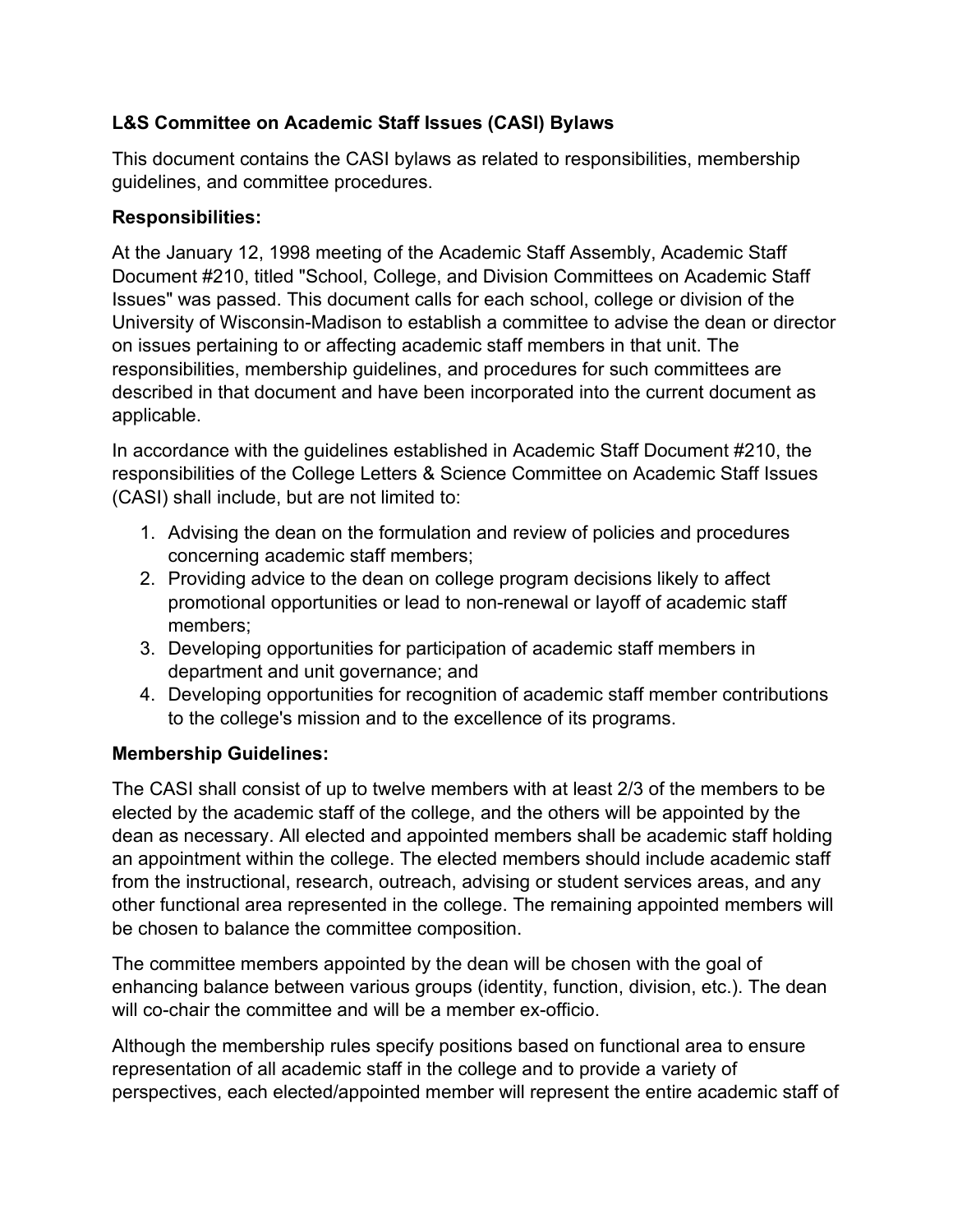**L&S Committee on Academic Staff Issues (CASI) Bylaws**

This document contains the CASI bylaws as related to responsibilities, membership guidelines, and committee procedures.

**Responsibilities:**

At the January 12, 1998 meeting of the Academic Staff Assembly, Academic Staff Document #210, titled "School, College, and Division Committees on Academic Staff Issues" was passed. This document calls for each school, college or division of the University of Wisconsin-Madison to establish a committee to advise the dean or director on issues pertaining to or affecting academic staff members in that unit. The responsibilities, membership guidelines, and procedures for such committees are described in that document and have been incorporated into the current document as applicable.

In accordance with the guidelines established in Academic Staff Document #210, the responsibilities of the College Letters & Science Committee on Academic Staff Issues (CASI) shall include, but are not limited to:

1. Advising the dean on the formulation and review of policies and procedures concerning academic staff members;
2. Providing advice to the dean on college program decisions likely to affect promotional opportunities or lead to non-renewal or layoff of academic staff members;
3. Developing opportunities for participation of academic staff members in department and unit governance; and
4. Developing opportunities for recognition of academic staff member contributions to the college's mission and to the excellence of its programs.

**Membership Guidelines:**

The CASI shall consist of up to twelve members with at least 2/3 of the members to be elected by the academic staff of the college, and the others will be appointed by the dean as necessary. All elected and appointed members shall be academic staff holding an appointment within the college. The elected members should include academic staff from the instructional, research, outreach, advising or student services areas, and any other functional area represented in the college. The remaining appointed members will be chosen to balance the committee composition.

The committee members appointed by the dean will be chosen with the goal of enhancing balance between various groups (identity, function, division, etc.). The dean will co-chair the committee and will be a member ex-officio.

Although the membership rules specify positions based on functional area to ensure representation of all academic staff in the college and to provide a variety of perspectives, each elected/appointed member will represent the entire academic staff of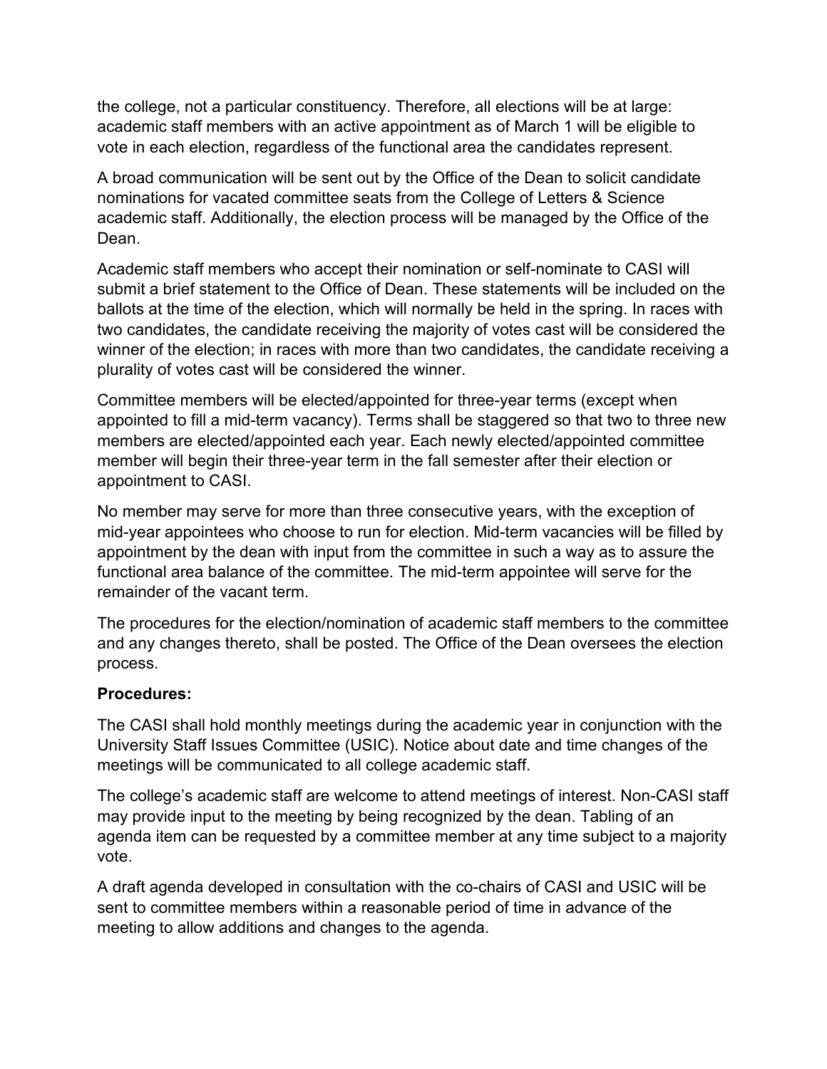the college, not a particular constituency. Therefore, all elections will be at large: academic staff members with an active appointment as of March 1 will be eligible to vote in each election, regardless of the functional area the candidates represent.

A broad communication will be sent out by the Office of the Dean to solicit candidate nominations for vacated committee seats from the College of Letters & Science academic staff. Additionally, the election process will be managed by the Office of the Dean.

Academic staff members who accept their nomination or self-nominate to CASI will submit a brief statement to the Office of Dean. These statements will be included on the ballots at the time of the election, which will normally be held in the spring. In races with two candidates, the candidate receiving the majority of votes cast will be considered the winner of the election; in races with more than two candidates, the candidate receiving a plurality of votes cast will be considered the winner.

Committee members will be elected/appointed for three-year terms (except when appointed to fill a mid-term vacancy). Terms shall be staggered so that two to three new members are elected/appointed each year. Each newly elected/appointed committee member will begin their three-year term in the fall semester after their election or appointment to CASI.

No member may serve for more than three consecutive years, with the exception of mid-year appointees who choose to run for election. Mid-term vacancies will be filled by appointment by the dean with input from the committee in such a way as to assure the functional area balance of the committee. The mid-term appointee will serve for the remainder of the vacant term.

The procedures for the election/nomination of academic staff members to the committee and any changes thereto, shall be posted. The Office of the Dean oversees the election process.

**Procedures:**

The CASI shall hold monthly meetings during the academic year in conjunction with the University Staff Issues Committee (USIC). Notice about date and time changes of the meetings will be communicated to all college academic staff.

The college's academic staff are welcome to attend meetings of interest. Non-CASI staff may provide input to the meeting by being recognized by the dean. Tabling of an agenda item can be requested by a committee member at any time subject to a majority vote.

A draft agenda developed in consultation with the co-chairs of CASI and USIC will be sent to committee members within a reasonable period of time in advance of the meeting to allow additions and changes to the agenda.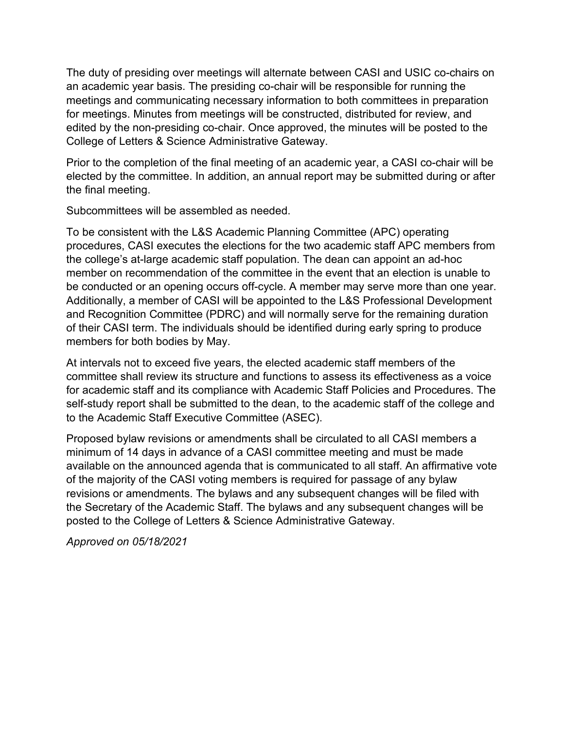The duty of presiding over meetings will alternate between CASI and USIC co-chairs on an academic year basis. The presiding co-chair will be responsible for running the meetings and communicating necessary information to both committees in preparation for meetings. Minutes from meetings will be constructed, distributed for review, and edited by the non-presiding co-chair. Once approved, the minutes will be posted to the College of Letters & Science Administrative Gateway.

Prior to the completion of the final meeting of an academic year, a CASI co-chair will be elected by the committee. In addition, an annual report may be submitted during or after the final meeting.

Subcommittees will be assembled as needed.

To be consistent with the L&S Academic Planning Committee (APC) operating procedures, CASI executes the elections for the two academic staff APC members from the college's at-large academic staff population. The dean can appoint an ad-hoc member on recommendation of the committee in the event that an election is unable to be conducted or an opening occurs off-cycle. A member may serve more than one year. Additionally, a member of CASI will be appointed to the L&S Professional Development and Recognition Committee (PDRC) and will normally serve for the remaining duration of their CASI term. The individuals should be identified during early spring to produce members for both bodies by May.

At intervals not to exceed five years, the elected academic staff members of the committee shall review its structure and functions to assess its effectiveness as a voice for academic staff and its compliance with Academic Staff Policies and Procedures. The self-study report shall be submitted to the dean, to the academic staff of the college and to the Academic Staff Executive Committee (ASEC).

Proposed bylaw revisions or amendments shall be circulated to all CASI members a minimum of 14 days in advance of a CASI committee meeting and must be made available on the announced agenda that is communicated to all staff. An affirmative vote of the majority of the CASI voting members is required for passage of any bylaw revisions or amendments. The bylaws and any subsequent changes will be filed with the Secretary of the Academic Staff. The bylaws and any subsequent changes will be posted to the College of Letters & Science Administrative Gateway.

*Approved on 05/18/2021*